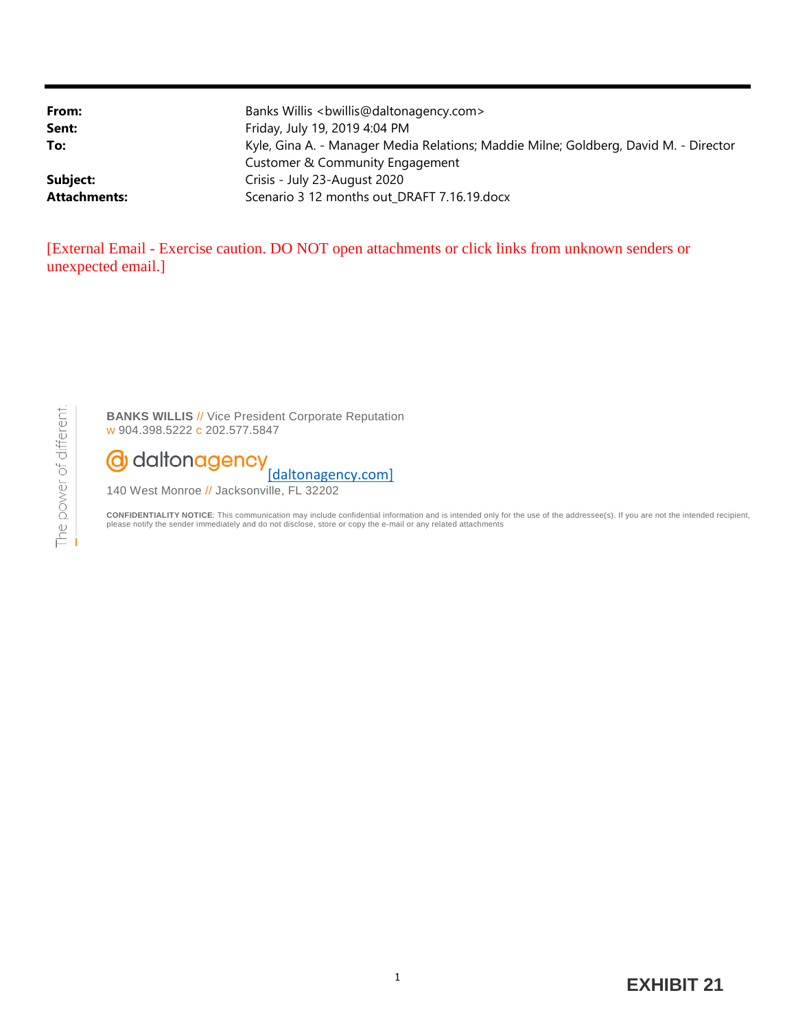| | |
|---|---|
| **From:** | Banks Willis <bwillis@daltonagency.com> |
| **Sent:** | Friday, July 19, 2019 4:04 PM |
| **To:** | Kyle, Gina A. - Manager Media Relations; Maddie Milne; Goldberg, David M. - Director Customer & Community Engagement |
| **Subject:** | Crisis - July 23-August 2020 |
| **Attachments:** | Scenario 3 12 months out_DRAFT 7.16.19.docx |

[External Email - Exercise caution. DO NOT open attachments or click links from unknown senders or unexpected email.]

The power of different.

**BANKS WILLIS** // Vice President Corporate Reputation
w 904.398.5222 c 202.577.5847

daltonagency [daltonagency.com]

140 West Monroe // Jacksonville, FL 32202

**CONFIDENTIALITY NOTICE**: This communication may include confidential information and is intended only for the use of the addressee(s). If you are not the intended recipient, please notify the sender immediately and do not disclose, store or copy the e-mail or any related attachments

**EXHIBIT 21**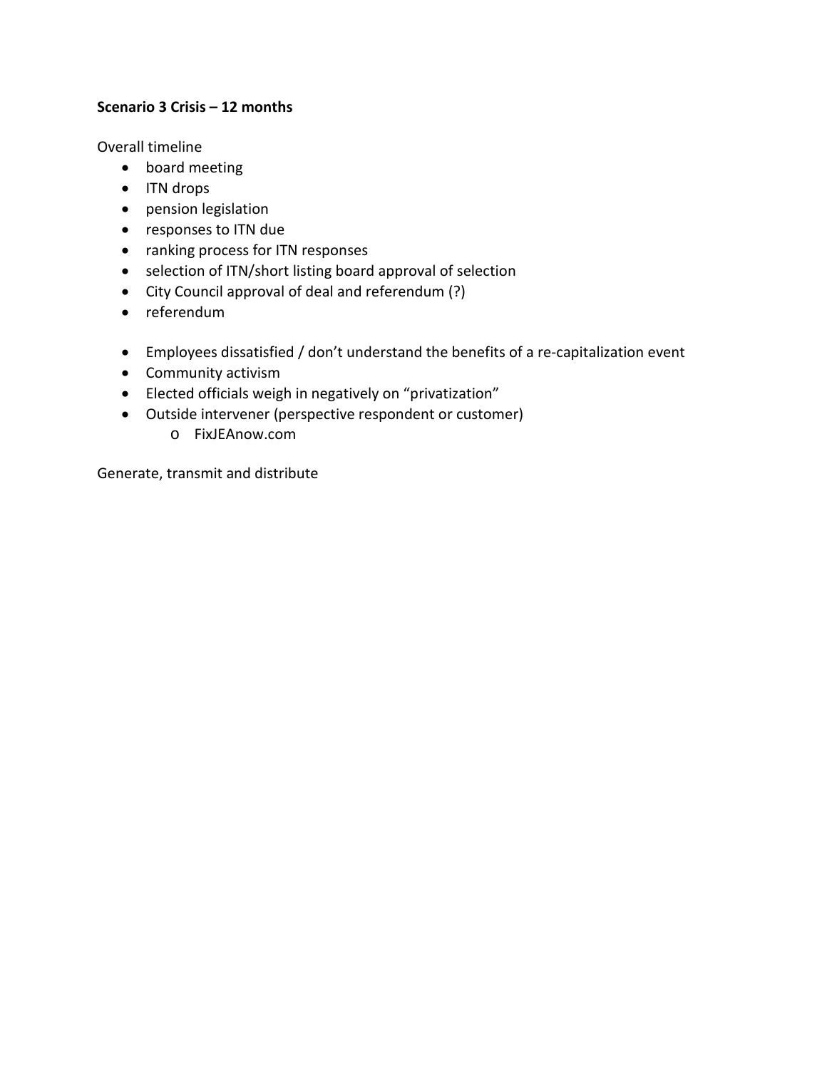**Scenario 3 Crisis – 12 months**

Overall timeline

- board meeting
- ITN drops
- pension legislation
- responses to ITN due
- ranking process for ITN responses
- selection of ITN/short listing board approval of selection
- City Council approval of deal and referendum (?)
- referendum

- Employees dissatisfied / don't understand the benefits of a re-capitalization event
- Community activism
- Elected officials weigh in negatively on "privatization"
- Outside intervener (perspective respondent or customer)
  - FixJEAnow.com

Generate, transmit and distribute